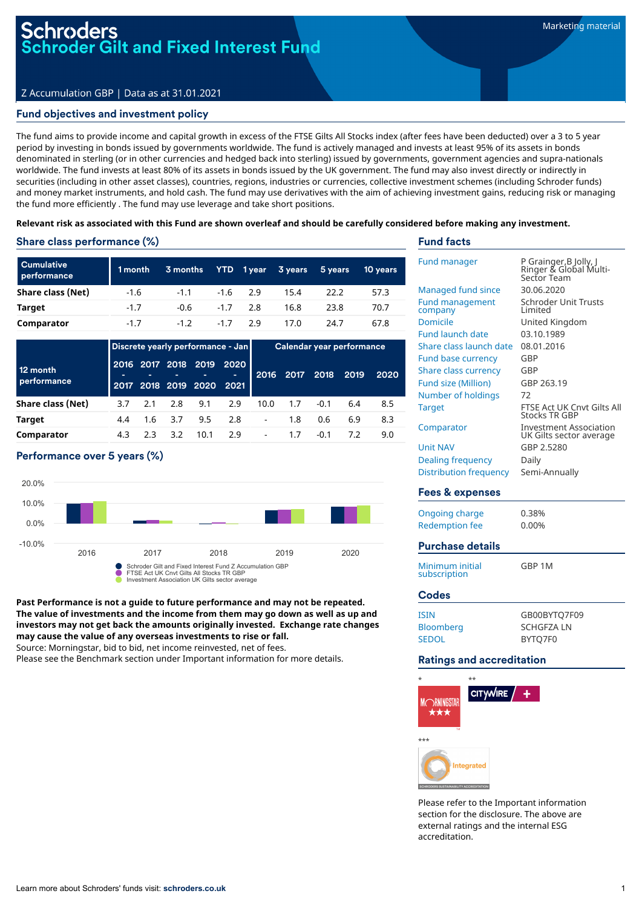# Schroders

## Schroder Gilt and Fixed Interest Fund

Marketing material

Z Accumulation GBP | Data as at 31.01.2021

## Fund objectives and investment policy

The fund aims to provide income and capital growth in excess of the FTSE Gilts All Stocks index (after fees have been deducted) over a 3 to 5 year period by investing in bonds issued by governments worldwide. The fund is actively managed and invests at least 95% of its assets in bonds denominated in sterling (or in other currencies and hedged back into sterling) issued by governments, government agencies and supra-nationals worldwide. The fund invests at least 80% of its assets in bonds issued by the UK government. The fund may also invest directly or indirectly in securities (including in other asset classes), countries, regions, industries or currencies, collective investment schemes (including Schroder funds) and money market instruments, and hold cash. The fund may use derivatives with the aim of achieving investment gains, reducing risk or managing the fund more efficiently . The fund may use leverage and take short positions.

**Relevant risk as associated with this Fund are shown overleaf and should be carefully considered before making any investment.**

## Share class performance (%)

| Cumulative performance | 1 month | 3 months | YTD | 1 year | 3 years | 5 years | 10 years |
|---|---|---|---|---|---|---|---|
| **Share class (Net)** | -1.6 | -1.1 | -1.6 | 2.9 | 15.4 | 22.2 | 57.3 |
| **Target** | -1.7 | -0.6 | -1.7 | 2.8 | 16.8 | 23.8 | 70.7 |
| **Comparator** | -1.7 | -1.2 | -1.7 | 2.9 | 17.0 | 24.7 | 67.8 |

| 12 month performance | Discrete yearly performance - Jan | | | | | Calendar year performance | | | | |
|---|---|---|---|---|---|---|---|---|---|---|
| | 2016 - 2017 | 2017 - 2018 | 2018 - 2019 | 2019 - 2020 | 2020 - 2021 | 2016 | 2017 | 2018 | 2019 | 2020 |
| **Share class (Net)** | 3.7 | 2.1 | 2.8 | 9.1 | 2.9 | 10.0 | 1.7 | -0.1 | 6.4 | 8.5 |
| **Target** | 4.4 | 1.6 | 3.7 | 9.5 | 2.8 | - | 1.8 | 0.6 | 6.9 | 8.3 |
| **Comparator** | 4.3 | 2.3 | 3.2 | 10.1 | 2.9 | - | 1.7 | -0.1 | 7.2 | 9.0 |

## Performance over 5 years (%)

- Schroder Gilt and Fixed Interest Fund Z Accumulation GBP
- FTSE Act UK Cnvt Gilts All Stocks TR GBP
- Investment Association UK Gilts sector average

**Past Performance is not a guide to future performance and may not be repeated. The value of investments and the income from them may go down as well as up and investors may not get back the amounts originally invested. Exchange rate changes may cause the value of any overseas investments to rise or fall.**

Source: Morningstar, bid to bid, net income reinvested, net of fees.

Please see the Benchmark section under Important information for more details.

## Fund facts

| | |
|---|---|
| Fund manager | P Grainger,B Jolly, J Ringer & Global Multi-Sector Team |
| Managed fund since | 30.06.2020 |
| Fund management company | Schroder Unit Trusts Limited |
| Domicile | United Kingdom |
| Fund launch date | 03.10.1989 |
| Share class launch date | 08.01.2016 |
| Fund base currency | GBP |
| Share class currency | GBP |
| Fund size (Million) | GBP 263.19 |
| Number of holdings | 72 |
| Target | FTSE Act UK Cnvt Gilts All Stocks TR GBP |
| Comparator | Investment Association UK Gilts sector average |
| Unit NAV | GBP 2.5280 |
| Dealing frequency | Daily |
| Distribution frequency | Semi-Annually |

## Fees & expenses

| | |
|---|---|
| Ongoing charge | 0.38% |
| Redemption fee | 0.00% |

## Purchase details

| | |
|---|---|
| Minimum initial subscription | GBP 1M |

## Codes

| | |
|---|---|
| ISIN | GB00BYTQ7F09 |
| Bloomberg | SCHGFZA LN |
| SEDOL | BYTQ7F0 |

## Ratings and accreditation

Please refer to the Important information section for the disclosure. The above are external ratings and the internal ESG accreditation.

Learn more about Schroders' funds visit: **schroders.co.uk**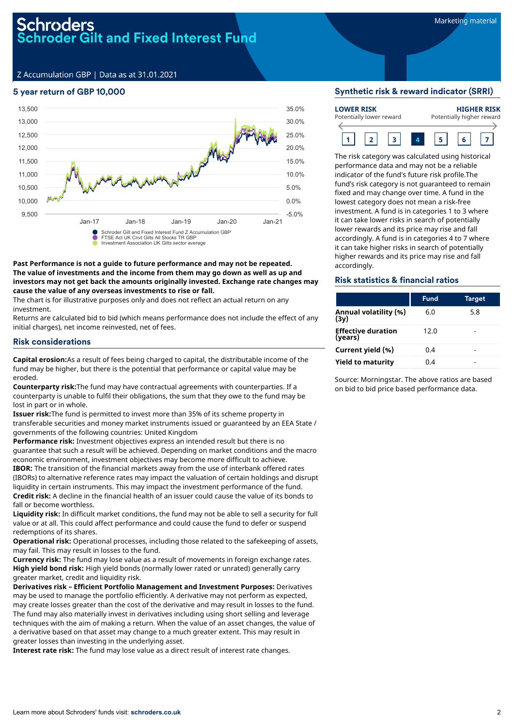# Schroders
# Schroder Gilt and Fixed Interest Fund

Marketing material

Z Accumulation GBP | Data as at 31.01.2021

## 5 year return of GBP 10,000

- Schroder Gilt and Fixed Interest Fund Z Accumulation GBP
- FTSE Act UK Cnvt Gilts All Stocks TR GBP
- Investment Association UK Gilts sector average

**Past Performance is not a guide to future performance and may not be repeated. The value of investments and the income from them may go down as well as up and investors may not get back the amounts originally invested. Exchange rate changes may cause the value of any overseas investments to rise or fall.**

The chart is for illustrative purposes only and does not reflect an actual return on any investment.

Returns are calculated bid to bid (which means performance does not include the effect of any initial charges), net income reinvested, net of fees.

## Risk considerations

**Capital erosion:** As a result of fees being charged to capital, the distributable income of the fund may be higher, but there is the potential that performance or capital value may be eroded.

**Counterparty risk:** The fund may have contractual agreements with counterparties. If a counterparty is unable to fulfil their obligations, the sum that they owe to the fund may be lost in part or in whole.

**Issuer risk:** The fund is permitted to invest more than 35% of its scheme property in transferable securities and money market instruments issued or guaranteed by an EEA State / governments of the following countries: United Kingdom

**Performance risk:** Investment objectives express an intended result but there is no guarantee that such a result will be achieved. Depending on market conditions and the macro economic environment, investment objectives may become more difficult to achieve.

**IBOR:** The transition of the financial markets away from the use of interbank offered rates (IBORs) to alternative reference rates may impact the valuation of certain holdings and disrupt liquidity in certain instruments. This may impact the investment performance of the fund.

**Credit risk:** A decline in the financial health of an issuer could cause the value of its bonds to fall or become worthless.

**Liquidity risk:** In difficult market conditions, the fund may not be able to sell a security for full value or at all. This could affect performance and could cause the fund to defer or suspend redemptions of its shares.

**Operational risk:** Operational processes, including those related to the safekeeping of assets, may fail. This may result in losses to the fund.

**Currency risk:** The fund may lose value as a result of movements in foreign exchange rates.

**High yield bond risk:** High yield bonds (normally lower rated or unrated) generally carry greater market, credit and liquidity risk.

**Derivatives risk – Efficient Portfolio Management and Investment Purposes:** Derivatives may be used to manage the portfolio efficiently. A derivative may not perform as expected, may create losses greater than the cost of the derivative and may result in losses to the fund. The fund may also materially invest in derivatives including using short selling and leverage techniques with the aim of making a return. When the value of an asset changes, the value of a derivative based on that asset may change to a much greater extent. This may result in greater losses than investing in the underlying asset.

**Interest rate risk:** The fund may lose value as a direct result of interest rate changes.

## Synthetic risk & reward indicator (SRRI)

**LOWER RISK** Potentially lower reward — **HIGHER RISK** Potentially higher reward

1 | 2 | 3 | **4** | 5 | 6 | 7

The risk category was calculated using historical performance data and may not be a reliable indicator of the fund's future risk profile.The fund's risk category is not guaranteed to remain fixed and may change over time. A fund in the lowest category does not mean a risk-free investment. A fund is in categories 1 to 3 where it can take lower risks in search of potentially lower rewards and its price may rise and fall accordingly. A fund is in categories 4 to 7 where it can take higher risks in search of potentially higher rewards and its price may rise and fall accordingly.

## Risk statistics & financial ratios

| | Fund | Target |
|---|---|---|
| **Annual volatility (%) (3y)** | 6.0 | 5.8 |
| **Effective duration (years)** | 12.0 | - |
| **Current yield (%)** | 0.4 | - |
| **Yield to maturity** | 0.4 | - |

Source: Morningstar. The above ratios are based on bid to bid price based performance data.

Learn more about Schroders' funds visit: **schroders.co.uk**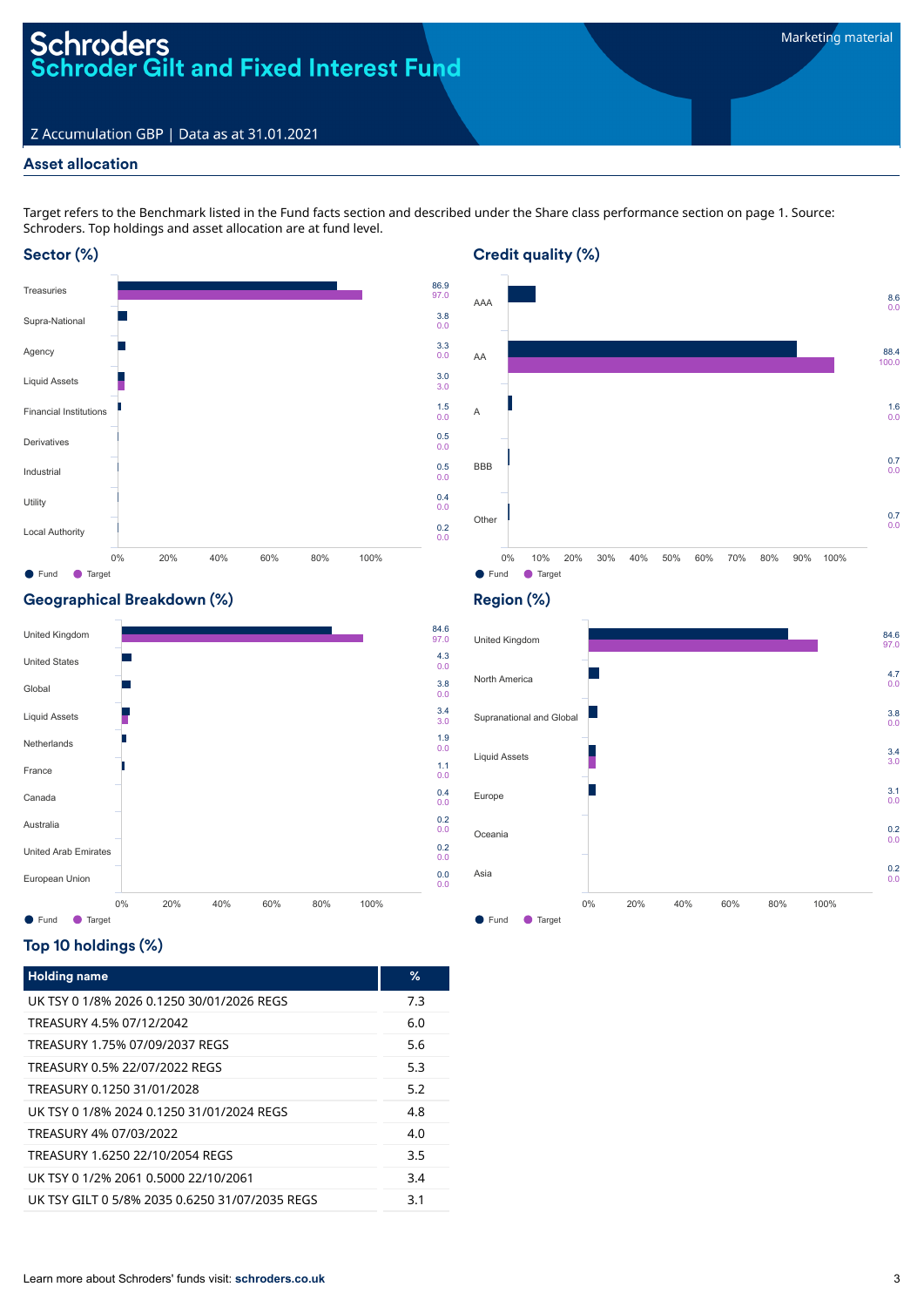# Schroders
## Schroder Gilt and Fixed Interest Fund

Marketing material

Z Accumulation GBP | Data as at 31.01.2021

## Asset allocation

Target refers to the Benchmark listed in the Fund facts section and described under the Share class performance section on page 1. Source: Schroders. Top holdings and asset allocation are at fund level.

### Sector (%)

| Sector | Fund | Target |
|---|---|---|
| Treasuries | 86.9 | 97.0 |
| Supra-National | 3.8 | 0.0 |
| Agency | 3.3 | 0.0 |
| Liquid Assets | 3.0 | 3.0 |
| Financial Institutions | 1.5 | 0.0 |
| Derivatives | 0.5 | 0.0 |
| Industrial | 0.5 | 0.0 |
| Utility | 0.4 | 0.0 |
| Local Authority | 0.2 | 0.0 |

### Credit quality (%)

| Credit quality | Fund | Target |
|---|---|---|
| AAA | 8.6 | 0.0 |
| AA | 88.4 | 100.0 |
| A | 1.6 | 0.0 |
| BBB | 0.7 | 0.0 |
| Other | 0.7 | 0.0 |

### Geographical Breakdown (%)

| Country | Fund | Target |
|---|---|---|
| United Kingdom | 84.6 | 97.0 |
| United States | 4.3 | 0.0 |
| Global | 3.8 | 0.0 |
| Liquid Assets | 3.4 | 3.0 |
| Netherlands | 1.9 | 0.0 |
| France | 1.1 | 0.0 |
| Canada | 0.4 | 0.0 |
| Australia | 0.2 | 0.0 |
| United Arab Emirates | 0.2 | 0.0 |
| European Union | 0.0 | 0.0 |

### Region (%)

| Region | Fund | Target |
|---|---|---|
| United Kingdom | 84.6 | 97.0 |
| North America | 4.7 | 0.0 |
| Supranational and Global | 3.8 | 0.0 |
| Liquid Assets | 3.4 | 3.0 |
| Europe | 3.1 | 0.0 |
| Oceania | 0.2 | 0.0 |
| Asia | 0.2 | 0.0 |

### Top 10 holdings (%)

| Holding name | % |
|---|---|
| UK TSY 0 1/8% 2026 0.1250 30/01/2026 REGS | 7.3 |
| TREASURY 4.5% 07/12/2042 | 6.0 |
| TREASURY 1.75% 07/09/2037 REGS | 5.6 |
| TREASURY 0.5% 22/07/2022 REGS | 5.3 |
| TREASURY 0.1250 31/01/2028 | 5.2 |
| UK TSY 0 1/8% 2024 0.1250 31/01/2024 REGS | 4.8 |
| TREASURY 4% 07/03/2022 | 4.0 |
| TREASURY 1.6250 22/10/2054 REGS | 3.5 |
| UK TSY 0 1/2% 2061 0.5000 22/10/2061 | 3.4 |
| UK TSY GILT 0 5/8% 2035 0.6250 31/07/2035 REGS | 3.1 |

Learn more about Schroders' funds visit: **schroders.co.uk**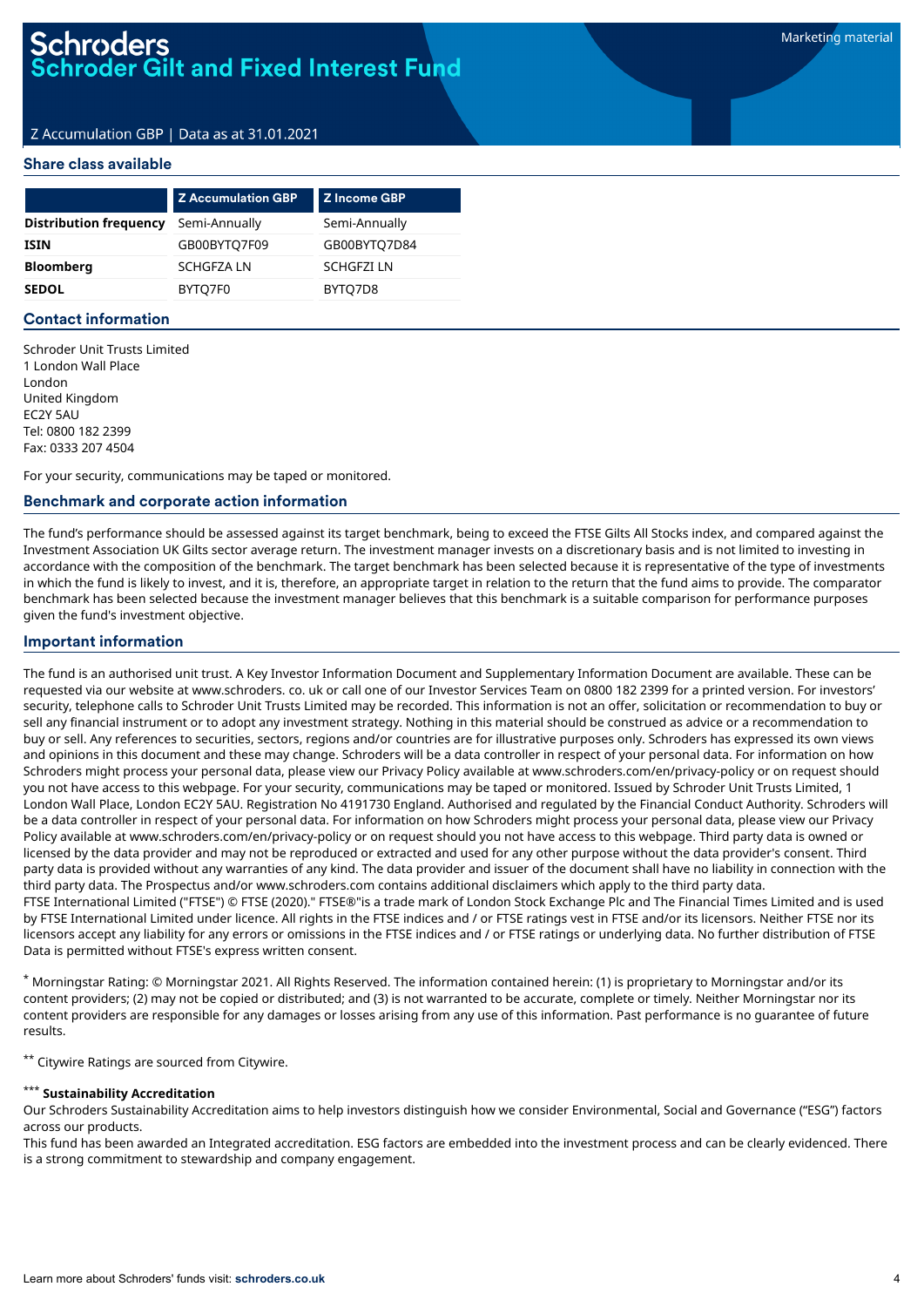# Schroders
## Schroder Gilt and Fixed Interest Fund

Marketing material

Z Accumulation GBP | Data as at 31.01.2021

## Share class available

| | Z Accumulation GBP | Z Income GBP |
|---|---|---|
| **Distribution frequency** | Semi-Annually | Semi-Annually |
| **ISIN** | GB00BYTQ7F09 | GB00BYTQ7D84 |
| **Bloomberg** | SCHGFZA LN | SCHGFZI LN |
| **SEDOL** | BYTQ7F0 | BYTQ7D8 |

## Contact information

Schroder Unit Trusts Limited
1 London Wall Place
London
United Kingdom
EC2Y 5AU
Tel: 0800 182 2399
Fax: 0333 207 4504

For your security, communications may be taped or monitored.

## Benchmark and corporate action information

The fund's performance should be assessed against its target benchmark, being to exceed the FTSE Gilts All Stocks index, and compared against the Investment Association UK Gilts sector average return. The investment manager invests on a discretionary basis and is not limited to investing in accordance with the composition of the benchmark. The target benchmark has been selected because it is representative of the type of investments in which the fund is likely to invest, and it is, therefore, an appropriate target in relation to the return that the fund aims to provide. The comparator benchmark has been selected because the investment manager believes that this benchmark is a suitable comparison for performance purposes given the fund's investment objective.

## Important information

The fund is an authorised unit trust. A Key Investor Information Document and Supplementary Information Document are available. These can be requested via our website at www.schroders. co. uk or call one of our Investor Services Team on 0800 182 2399 for a printed version. For investors' security, telephone calls to Schroder Unit Trusts Limited may be recorded. This information is not an offer, solicitation or recommendation to buy or sell any financial instrument or to adopt any investment strategy. Nothing in this material should be construed as advice or a recommendation to buy or sell. Any references to securities, sectors, regions and/or countries are for illustrative purposes only. Schroders has expressed its own views and opinions in this document and these may change. Schroders will be a data controller in respect of your personal data. For information on how Schroders might process your personal data, please view our Privacy Policy available at www.schroders.com/en/privacy-policy or on request should you not have access to this webpage. For your security, communications may be taped or monitored. Issued by Schroder Unit Trusts Limited, 1 London Wall Place, London EC2Y 5AU. Registration No 4191730 England. Authorised and regulated by the Financial Conduct Authority. Schroders will be a data controller in respect of your personal data. For information on how Schroders might process your personal data, please view our Privacy Policy available at www.schroders.com/en/privacy-policy or on request should you not have access to this webpage. Third party data is owned or licensed by the data provider and may not be reproduced or extracted and used for any other purpose without the data provider's consent. Third party data is provided without any warranties of any kind. The data provider and issuer of the document shall have no liability in connection with the third party data. The Prospectus and/or www.schroders.com contains additional disclaimers which apply to the third party data.
FTSE International Limited ("FTSE") © FTSE (2020)." FTSE®"is a trade mark of London Stock Exchange Plc and The Financial Times Limited and is used by FTSE International Limited under licence. All rights in the FTSE indices and / or FTSE ratings vest in FTSE and/or its licensors. Neither FTSE nor its licensors accept any liability for any errors or omissions in the FTSE indices and / or FTSE ratings or underlying data. No further distribution of FTSE Data is permitted without FTSE's express written consent.

\* Morningstar Rating: © Morningstar 2021. All Rights Reserved. The information contained herein: (1) is proprietary to Morningstar and/or its content providers; (2) may not be copied or distributed; and (3) is not warranted to be accurate, complete or timely. Neither Morningstar nor its content providers are responsible for any damages or losses arising from any use of this information. Past performance is no guarantee of future results.

\*\* Citywire Ratings are sourced from Citywire.

\*\*\* **Sustainability Accreditation**
Our Schroders Sustainability Accreditation aims to help investors distinguish how we consider Environmental, Social and Governance ("ESG") factors across our products.
This fund has been awarded an Integrated accreditation. ESG factors are embedded into the investment process and can be clearly evidenced. There is a strong commitment to stewardship and company engagement.

Learn more about Schroders' funds visit: **schroders.co.uk**